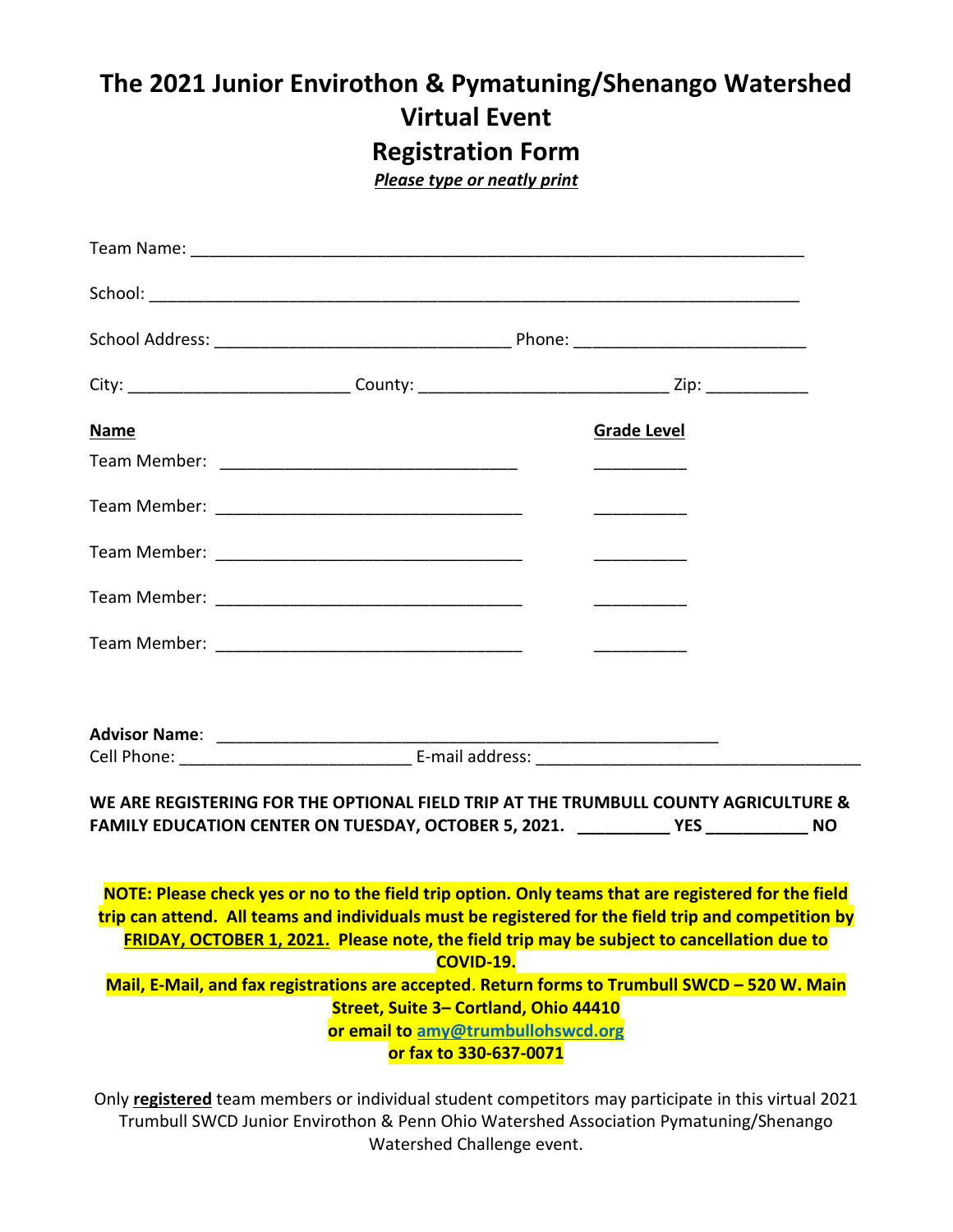# The 2021 Junior Envirothon & Pymatuning/Shenango Watershed Virtual Event

## Registration Form

***Please type or neatly print***

Team Name: ___________________________________________________________________

School: ______________________________________________________________________

School Address: ________________________________ Phone: _________________________

City: ________________________ County: ___________________________ Zip: ___________

| **Name** | **Grade Level** |
|---|---|
| Team Member: _______________________________ | __________ |
| Team Member: _______________________________ | __________ |
| Team Member: _______________________________ | __________ |
| Team Member: _______________________________ | __________ |
| Team Member: _______________________________ | __________ |

**Advisor Name**: ______________________________________________________

Cell Phone: _________________________ E-mail address: __________________________________

**WE ARE REGISTERING FOR THE OPTIONAL FIELD TRIP AT THE TRUMBULL COUNTY AGRICULTURE & FAMILY EDUCATION CENTER ON TUESDAY, OCTOBER 5, 2021. __________ YES ___________ NO**

**NOTE: Please check yes or no to the field trip option. Only teams that are registered for the field trip can attend. All teams and individuals must be registered for the field trip and competition by <u>FRIDAY, OCTOBER 1, 2021.</u> Please note, the field trip may be subject to cancellation due to COVID-19.**

**Mail, E-Mail, and fax registrations are accepted. Return forms to Trumbull SWCD – 520 W. Main Street, Suite 3– Cortland, Ohio 44410**
**or email to amy@trumbullohswcd.org**
**or fax to 330-637-0071**

Only **<u>registered</u>** team members or individual student competitors may participate in this virtual 2021 Trumbull SWCD Junior Envirothon & Penn Ohio Watershed Association Pymatuning/Shenango Watershed Challenge event.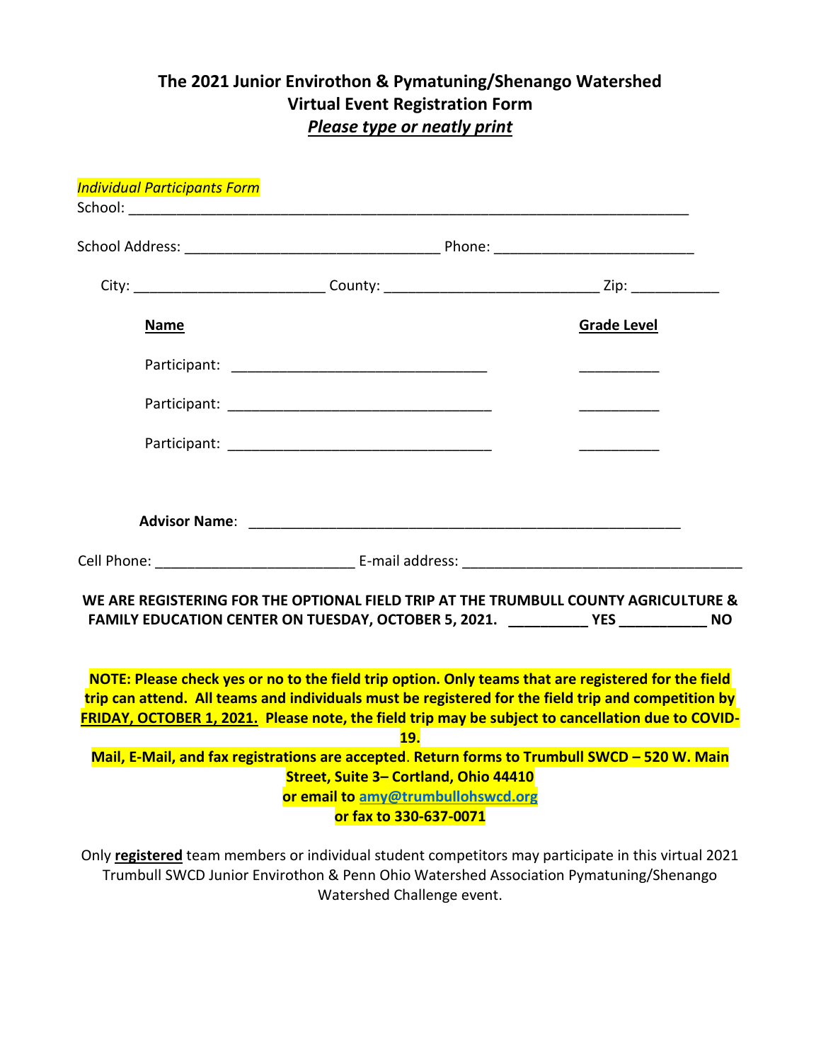# The 2021 Junior Envirothon & Pymatuning/Shenango Watershed Virtual Event Registration Form

***Please type or neatly print***

*Individual Participants Form*

School: ___________________________________________________________________________

School Address: _________________________________ Phone: __________________________

City: ________________________ County: ___________________________ Zip: ___________

| **Name** | **Grade Level** |
|---|---|
| Participant: _________________________________ | __________ |
| Participant: __________________________________ | __________ |
| Participant: __________________________________ | __________ |

**Advisor Name**: ________________________________________________________

Cell Phone: _________________________ E-mail address: ___________________________________

**WE ARE REGISTERING FOR THE OPTIONAL FIELD TRIP AT THE TRUMBULL COUNTY AGRICULTURE & FAMILY EDUCATION CENTER ON TUESDAY, OCTOBER 5, 2021. __________ YES ___________ NO**

**NOTE: Please check yes or no to the field trip option. Only teams that are registered for the field trip can attend. All teams and individuals must be registered for the field trip and competition by FRIDAY, OCTOBER 1, 2021. Please note, the field trip may be subject to cancellation due to COVID-19.**

**Mail, E-Mail, and fax registrations are accepted. Return forms to Trumbull SWCD – 520 W. Main Street, Suite 3– Cortland, Ohio 44410**
**or email to amy@trumbullohswcd.org**
**or fax to 330-637-0071**

Only **registered** team members or individual student competitors may participate in this virtual 2021 Trumbull SWCD Junior Envirothon & Penn Ohio Watershed Association Pymatuning/Shenango Watershed Challenge event.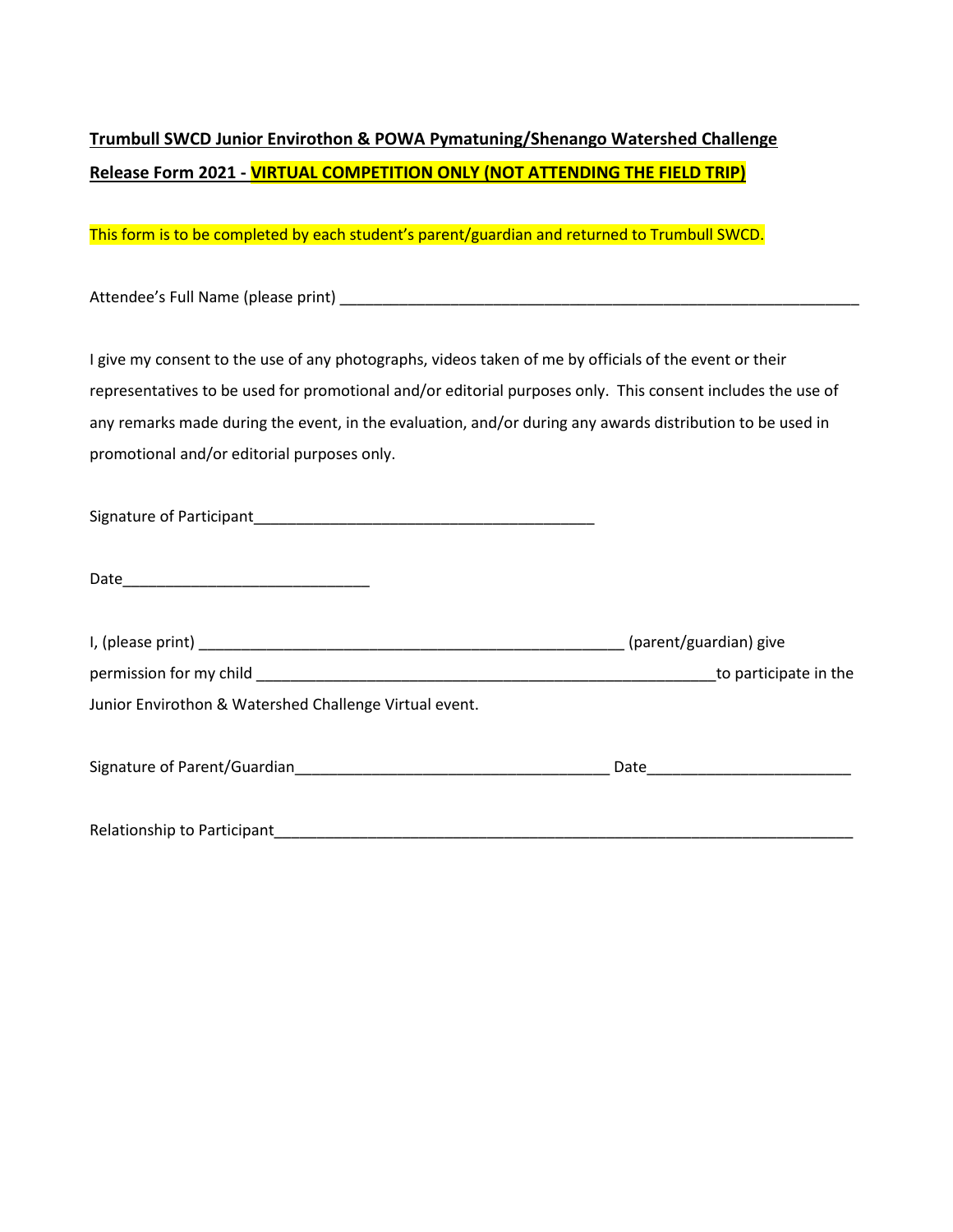**Trumbull SWCD Junior Envirothon & POWA Pymatuning/Shenango Watershed Challenge**

**Release Form 2021 - VIRTUAL COMPETITION ONLY (NOT ATTENDING THE FIELD TRIP)**

This form is to be completed by each student's parent/guardian and returned to Trumbull SWCD.

Attendee's Full Name (please print) ______________________________________________________________

I give my consent to the use of any photographs, videos taken of me by officials of the event or their representatives to be used for promotional and/or editorial purposes only. This consent includes the use of any remarks made during the event, in the evaluation, and/or during any awards distribution to be used in promotional and/or editorial purposes only.

Signature of Participant________________________________________

Date____________________________

I, (please print) __________________________________________________ (parent/guardian) give permission for my child ______________________________________________________to participate in the Junior Envirothon & Watershed Challenge Virtual event.

Signature of Parent/Guardian_____________________________________ Date_______________________

Relationship to Participant____________________________________________________________________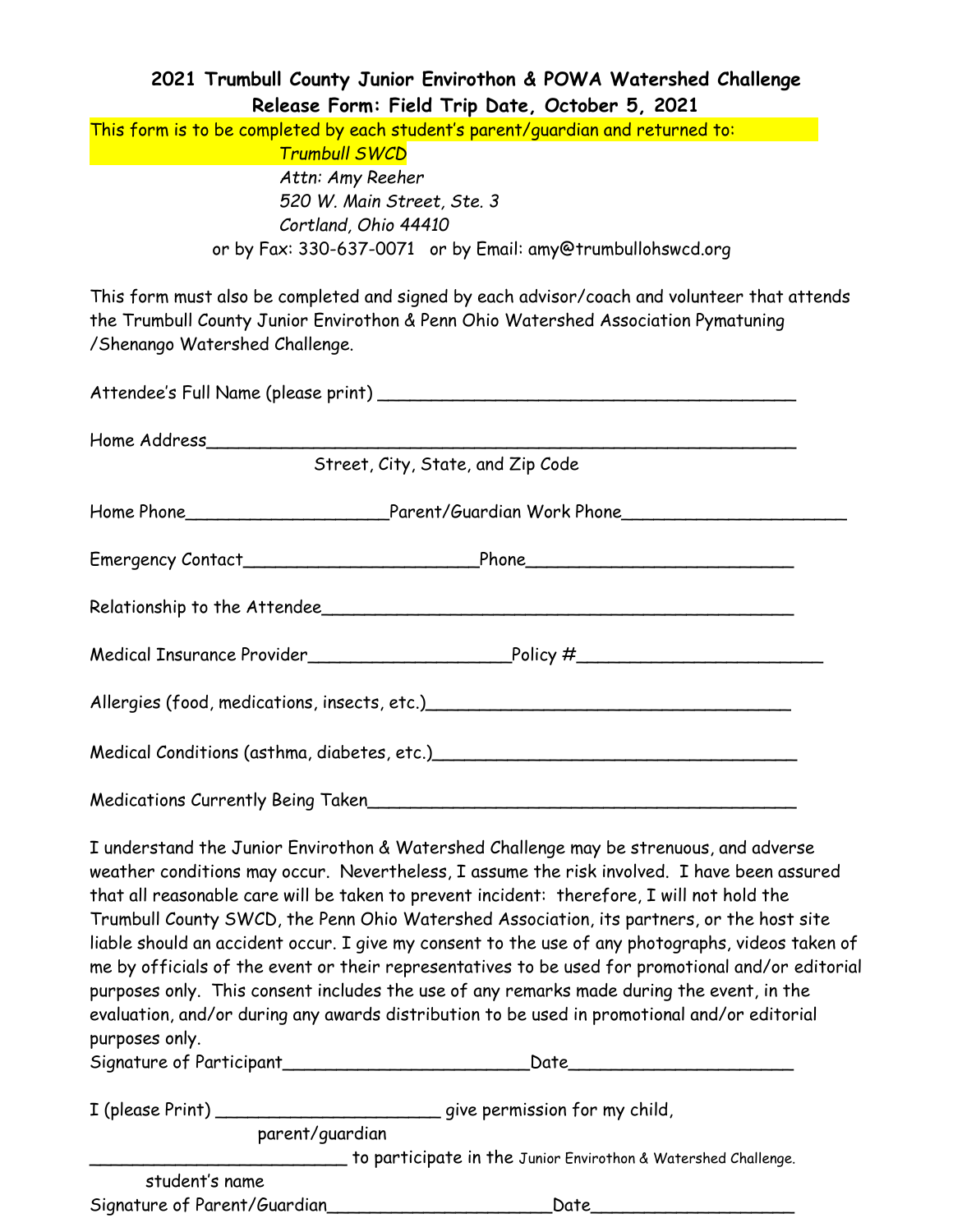## 2021 Trumbull County Junior Envirothon & POWA Watershed Challenge

## Release Form: Field Trip Date, October 5, 2021

This form is to be completed by each student's parent/guardian and returned to:

*Trumbull SWCD*
*Attn: Amy Reeher*
*520 W. Main Street, Ste. 3*
*Cortland, Ohio 44410*

or by Fax: 330-637-0071 or by Email: amy@trumbullohswcd.org

This form must also be completed and signed by each advisor/coach and volunteer that attends the Trumbull County Junior Envirothon & Penn Ohio Watershed Association Pymatuning /Shenango Watershed Challenge.

Attendee's Full Name (please print) ______________________________________

Home Address______________________________________________________
Street, City, State, and Zip Code

Home Phone__________________Parent/Guardian Work Phone____________________

Emergency Contact_____________________Phone________________________

Relationship to the Attendee__________________________________________

Medical Insurance Provider__________________Policy #_____________________

Allergies (food, medications, insects, etc.)________________________________

Medical Conditions (asthma, diabetes, etc.)________________________________

Medications Currently Being Taken______________________________________

I understand the Junior Envirothon & Watershed Challenge may be strenuous, and adverse weather conditions may occur. Nevertheless, I assume the risk involved. I have been assured that all reasonable care will be taken to prevent incident: therefore, I will not hold the Trumbull County SWCD, the Penn Ohio Watershed Association, its partners, or the host site liable should an accident occur. I give my consent to the use of any photographs, videos taken of me by officials of the event or their representatives to be used for promotional and/or editorial purposes only. This consent includes the use of any remarks made during the event, in the evaluation, and/or during any awards distribution to be used in promotional and/or editorial purposes only.

Signature of Participant______________________Date____________________

I (please Print) ____________________ give permission for my child,
parent/guardian

_______________________ to participate in the Junior Envirothon & Watershed Challenge.
student's name

Signature of Parent/Guardian____________________Date__________________